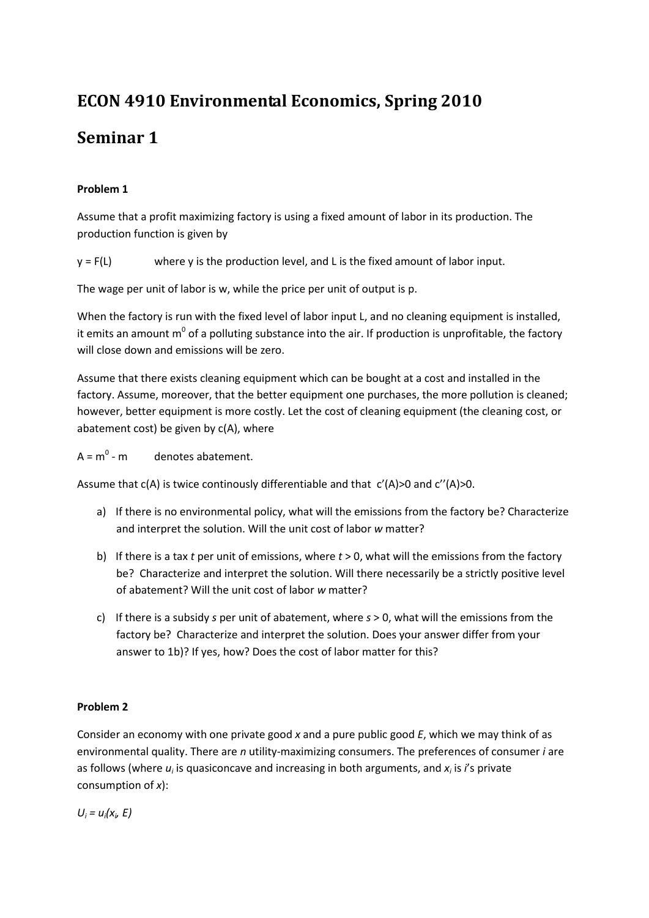# ECON 4910 Environmental Economics, Spring 2010

# Seminar 1

**Problem 1**

Assume that a profit maximizing factory is using a fixed amount of labor in its production. The production function is given by

$y = F(L)$ where y is the production level, and L is the fixed amount of labor input.

The wage per unit of labor is w, while the price per unit of output is p.

When the factory is run with the fixed level of labor input L, and no cleaning equipment is installed, it emits an amount $m^0$ of a polluting substance into the air. If production is unprofitable, the factory will close down and emissions will be zero.

Assume that there exists cleaning equipment which can be bought at a cost and installed in the factory. Assume, moreover, that the better equipment one purchases, the more pollution is cleaned; however, better equipment is more costly. Let the cost of cleaning equipment (the cleaning cost, or abatement cost) be given by c(A), where

$A = m^0 - m$ denotes abatement.

Assume that c(A) is twice continously differentiable and that $c'(A)>0$ and $c''(A)>0$.

a) If there is no environmental policy, what will the emissions from the factory be? Characterize and interpret the solution. Will the unit cost of labor *w* matter?

b) If there is a tax *t* per unit of emissions, where $t > 0$, what will the emissions from the factory be? Characterize and interpret the solution. Will there necessarily be a strictly positive level of abatement? Will the unit cost of labor *w* matter?

c) If there is a subsidy *s* per unit of abatement, where $s > 0$, what will the emissions from the factory be? Characterize and interpret the solution. Does your answer differ from your answer to 1b)? If yes, how? Does the cost of labor matter for this?

**Problem 2**

Consider an economy with one private good *x* and a pure public good *E*, which we may think of as environmental quality. There are *n* utility-maximizing consumers. The preferences of consumer *i* are as follows (where $u_i$ is quasiconcave and increasing in both arguments, and $x_i$ is *i*'s private consumption of *x*):

$U_i = u_i(x_i, E)$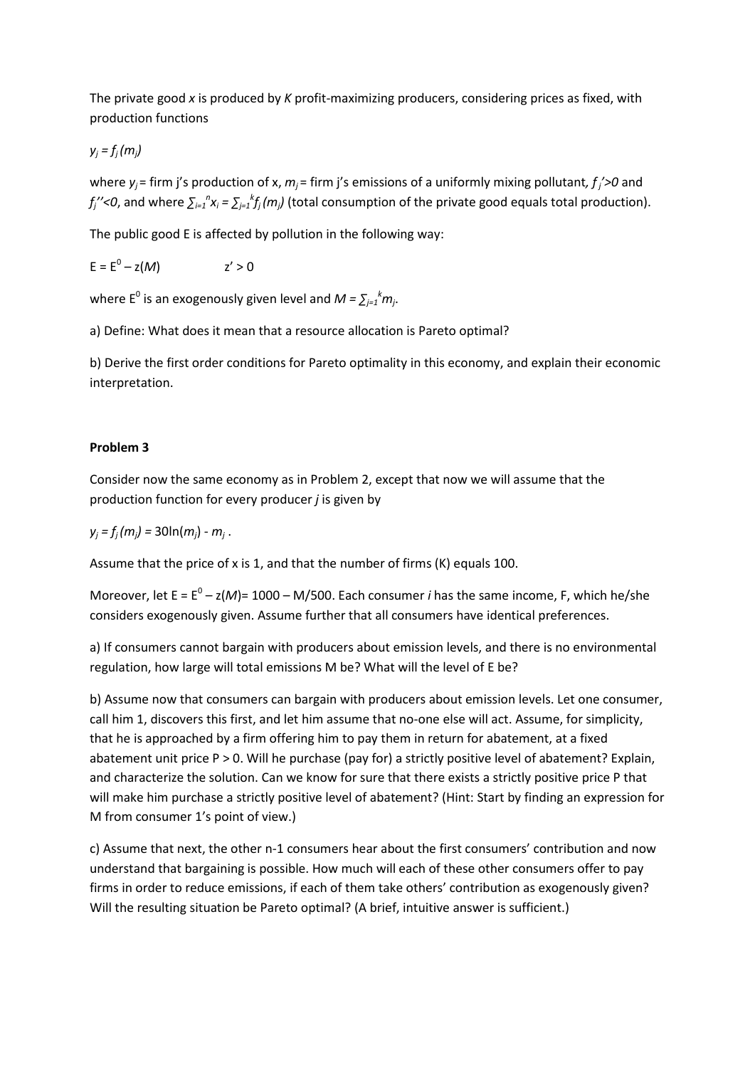The private good $x$ is produced by $K$ profit-maximizing producers, considering prices as fixed, with production functions

$y_j = f_j(m_j)$

where $y_j$ = firm j's production of x, $m_j$ = firm j's emissions of a uniformly mixing pollutant, $f_j' > 0$ and $f_j'' < 0$, and where $\sum_{i=1}^{n} x_i = \sum_{j=1}^{k} f_j(m_j)$ (total consumption of the private good equals total production).

The public good E is affected by pollution in the following way:

$E = E^0 - z(M) \qquad z' > 0$

where $E^0$ is an exogenously given level and $M = \sum_{j=1}^{k} m_j$.

a) Define: What does it mean that a resource allocation is Pareto optimal?

b) Derive the first order conditions for Pareto optimality in this economy, and explain their economic interpretation.

**Problem 3**

Consider now the same economy as in Problem 2, except that now we will assume that the production function for every producer $j$ is given by

$y_j = f_j(m_j) = 30\ln(m_j) - m_j$.

Assume that the price of x is 1, and that the number of firms (K) equals 100.

Moreover, let $E = E^0 - z(M) = 1000 - M/500$. Each consumer $i$ has the same income, F, which he/she considers exogenously given. Assume further that all consumers have identical preferences.

a) If consumers cannot bargain with producers about emission levels, and there is no environmental regulation, how large will total emissions M be? What will the level of E be?

b) Assume now that consumers can bargain with producers about emission levels. Let one consumer, call him 1, discovers this first, and let him assume that no-one else will act. Assume, for simplicity, that he is approached by a firm offering him to pay them in return for abatement, at a fixed abatement unit price P > 0. Will he purchase (pay for) a strictly positive level of abatement? Explain, and characterize the solution. Can we know for sure that there exists a strictly positive price P that will make him purchase a strictly positive level of abatement? (Hint: Start by finding an expression for M from consumer 1's point of view.)

c) Assume that next, the other n-1 consumers hear about the first consumers' contribution and now understand that bargaining is possible. How much will each of these other consumers offer to pay firms in order to reduce emissions, if each of them take others' contribution as exogenously given? Will the resulting situation be Pareto optimal? (A brief, intuitive answer is sufficient.)